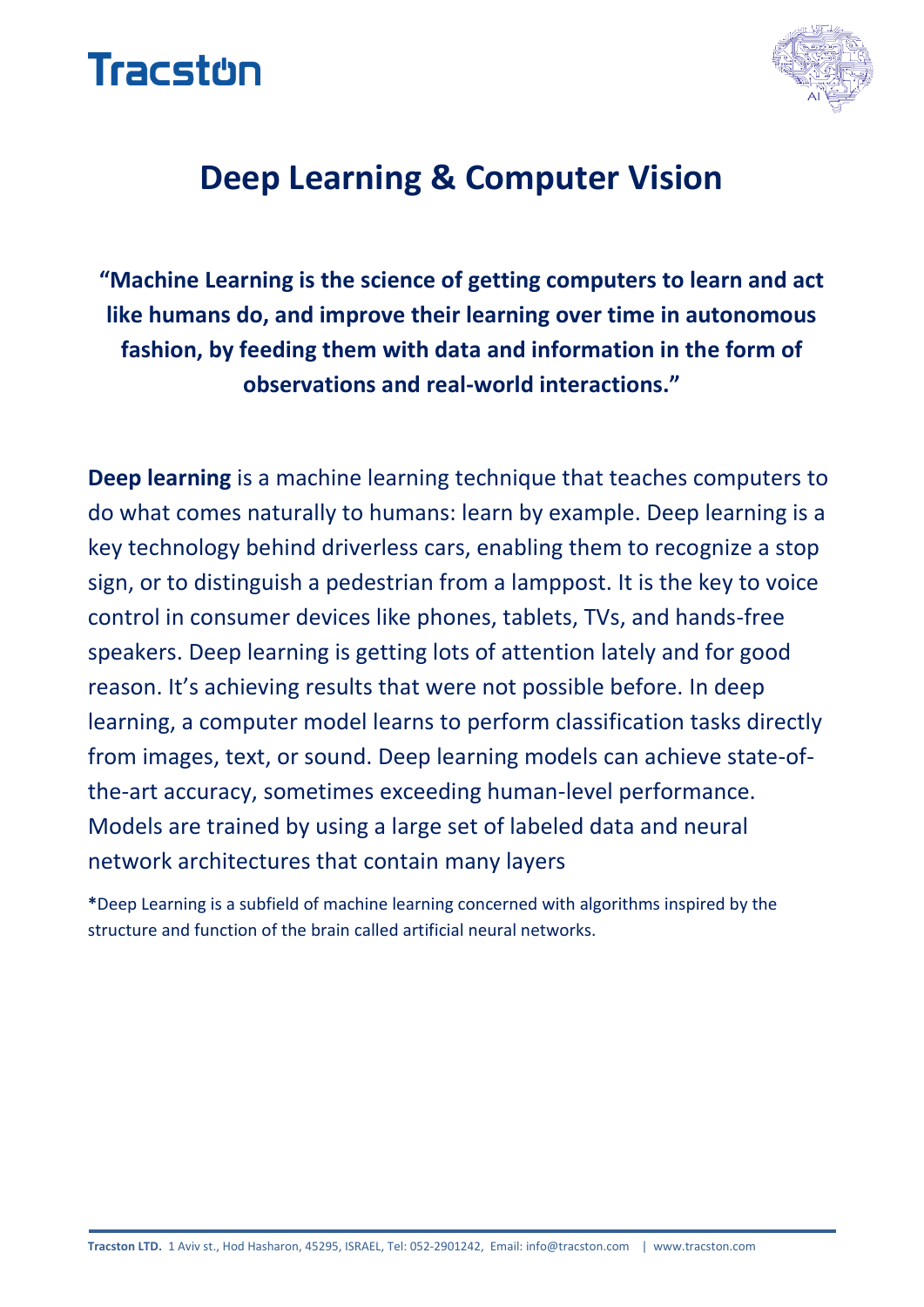# Deep Learning & Computer Vision

**"Machine Learning is the science of getting computers to learn and act like humans do, and improve their learning over time in autonomous fashion, by feeding them with data and information in the form of observations and real-world interactions."**

**Deep learning** is a machine learning technique that teaches computers to do what comes naturally to humans: learn by example. Deep learning is a key technology behind driverless cars, enabling them to recognize a stop sign, or to distinguish a pedestrian from a lamppost. It is the key to voice control in consumer devices like phones, tablets, TVs, and hands-free speakers. Deep learning is getting lots of attention lately and for good reason. It's achieving results that were not possible before. In deep learning, a computer model learns to perform classification tasks directly from images, text, or sound. Deep learning models can achieve state-of-the-art accuracy, sometimes exceeding human-level performance. Models are trained by using a large set of labeled data and neural network architectures that contain many layers

**\***Deep Learning is a subfield of machine learning concerned with algorithms inspired by the structure and function of the brain called artificial neural networks.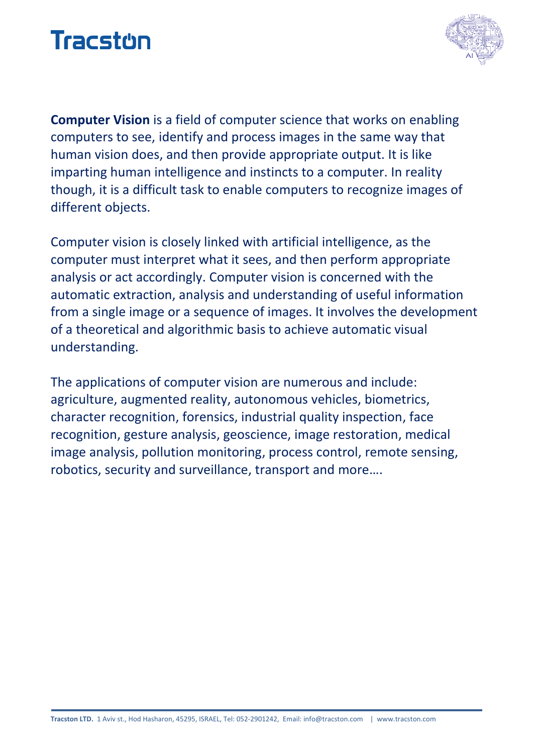**Computer Vision** is a field of computer science that works on enabling computers to see, identify and process images in the same way that human vision does, and then provide appropriate output. It is like imparting human intelligence and instincts to a computer. In reality though, it is a difficult task to enable computers to recognize images of different objects.

Computer vision is closely linked with artificial intelligence, as the computer must interpret what it sees, and then perform appropriate analysis or act accordingly. Computer vision is concerned with the automatic extraction, analysis and understanding of useful information from a single image or a sequence of images. It involves the development of a theoretical and algorithmic basis to achieve automatic visual understanding.

The applications of computer vision are numerous and include: agriculture, augmented reality, autonomous vehicles, biometrics, character recognition, forensics, industrial quality inspection, face recognition, gesture analysis, geoscience, image restoration, medical image analysis, pollution monitoring, process control, remote sensing, robotics, security and surveillance, transport and more….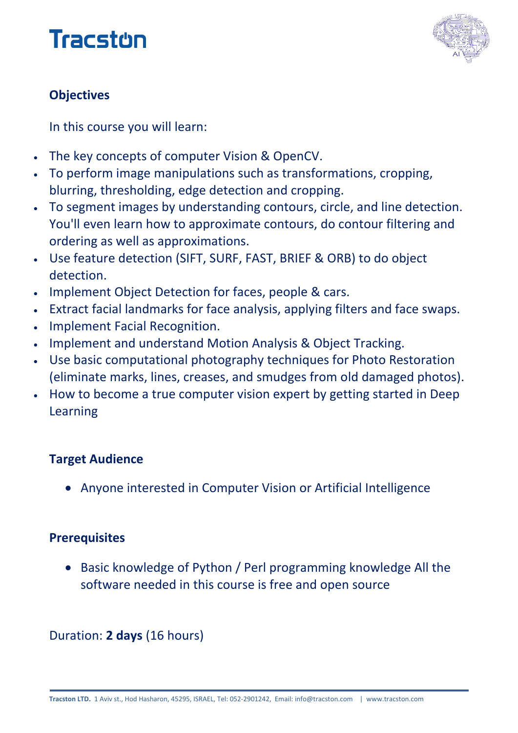## Objectives

In this course you will learn:

- The key concepts of computer Vision & OpenCV.
- To perform image manipulations such as transformations, cropping, blurring, thresholding, edge detection and cropping.
- To segment images by understanding contours, circle, and line detection. You'll even learn how to approximate contours, do contour filtering and ordering as well as approximations.
- Use feature detection (SIFT, SURF, FAST, BRIEF & ORB) to do object detection.
- Implement Object Detection for faces, people & cars.
- Extract facial landmarks for face analysis, applying filters and face swaps.
- Implement Facial Recognition.
- Implement and understand Motion Analysis & Object Tracking.
- Use basic computational photography techniques for Photo Restoration (eliminate marks, lines, creases, and smudges from old damaged photos).
- How to become a true computer vision expert by getting started in Deep Learning

## Target Audience

- Anyone interested in Computer Vision or Artificial Intelligence

## Prerequisites

- Basic knowledge of Python / Perl programming knowledge All the software needed in this course is free and open source

Duration: **2 days** (16 hours)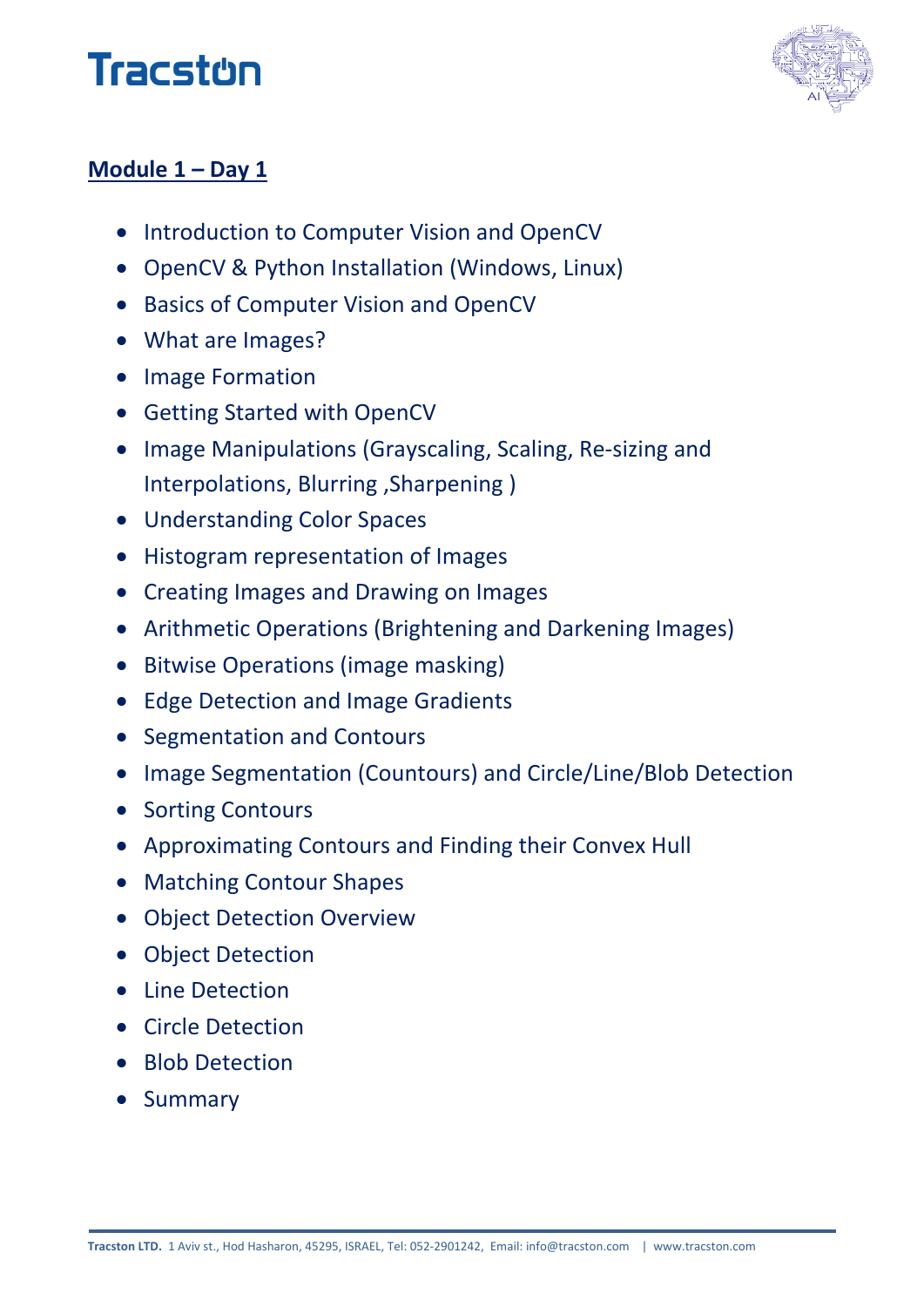Tracston

**Module 1 – Day 1**

- Introduction to Computer Vision and OpenCV
- OpenCV & Python Installation (Windows, Linux)
- Basics of Computer Vision and OpenCV
- What are Images?
- Image Formation
- Getting Started with OpenCV
- Image Manipulations (Grayscaling, Scaling, Re-sizing and Interpolations, Blurring ,Sharpening )
- Understanding Color Spaces
- Histogram representation of Images
- Creating Images and Drawing on Images
- Arithmetic Operations (Brightening and Darkening Images)
- Bitwise Operations (image masking)
- Edge Detection and Image Gradients
- Segmentation and Contours
- Image Segmentation (Countours) and Circle/Line/Blob Detection
- Sorting Contours
- Approximating Contours and Finding their Convex Hull
- Matching Contour Shapes
- Object Detection Overview
- Object Detection
- Line Detection
- Circle Detection
- Blob Detection
- Summary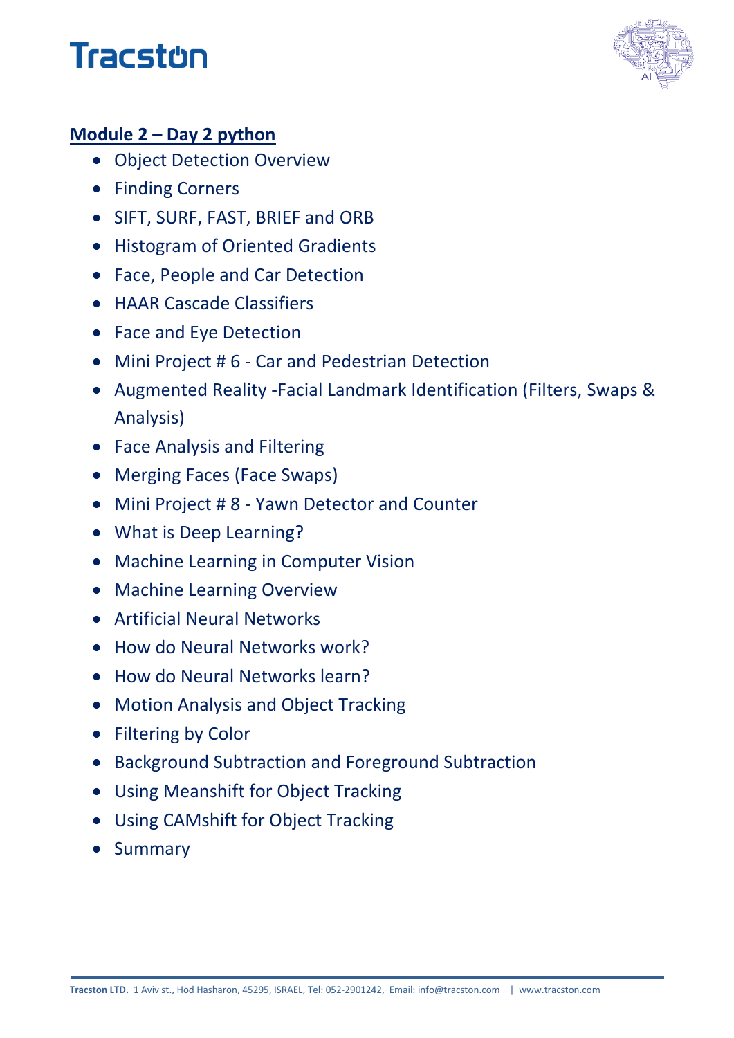Tracston

**Module 2 – Day 2 python**

- Object Detection Overview
- Finding Corners
- SIFT, SURF, FAST, BRIEF and ORB
- Histogram of Oriented Gradients
- Face, People and Car Detection
- HAAR Cascade Classifiers
- Face and Eye Detection
- Mini Project # 6 - Car and Pedestrian Detection
- Augmented Reality -Facial Landmark Identification (Filters, Swaps & Analysis)
- Face Analysis and Filtering
- Merging Faces (Face Swaps)
- Mini Project # 8 - Yawn Detector and Counter
- What is Deep Learning?
- Machine Learning in Computer Vision
- Machine Learning Overview
- Artificial Neural Networks
- How do Neural Networks work?
- How do Neural Networks learn?
- Motion Analysis and Object Tracking
- Filtering by Color
- Background Subtraction and Foreground Subtraction
- Using Meanshift for Object Tracking
- Using CAMshift for Object Tracking
- Summary